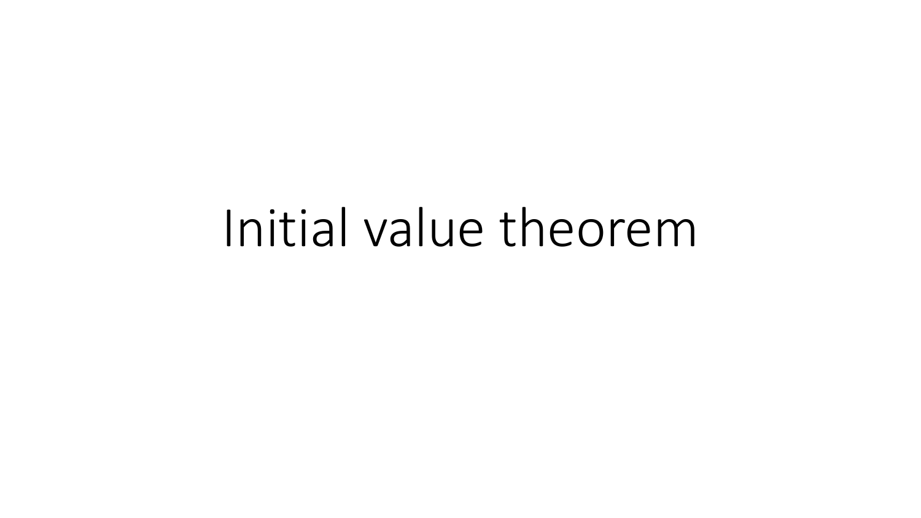# Initial value theorem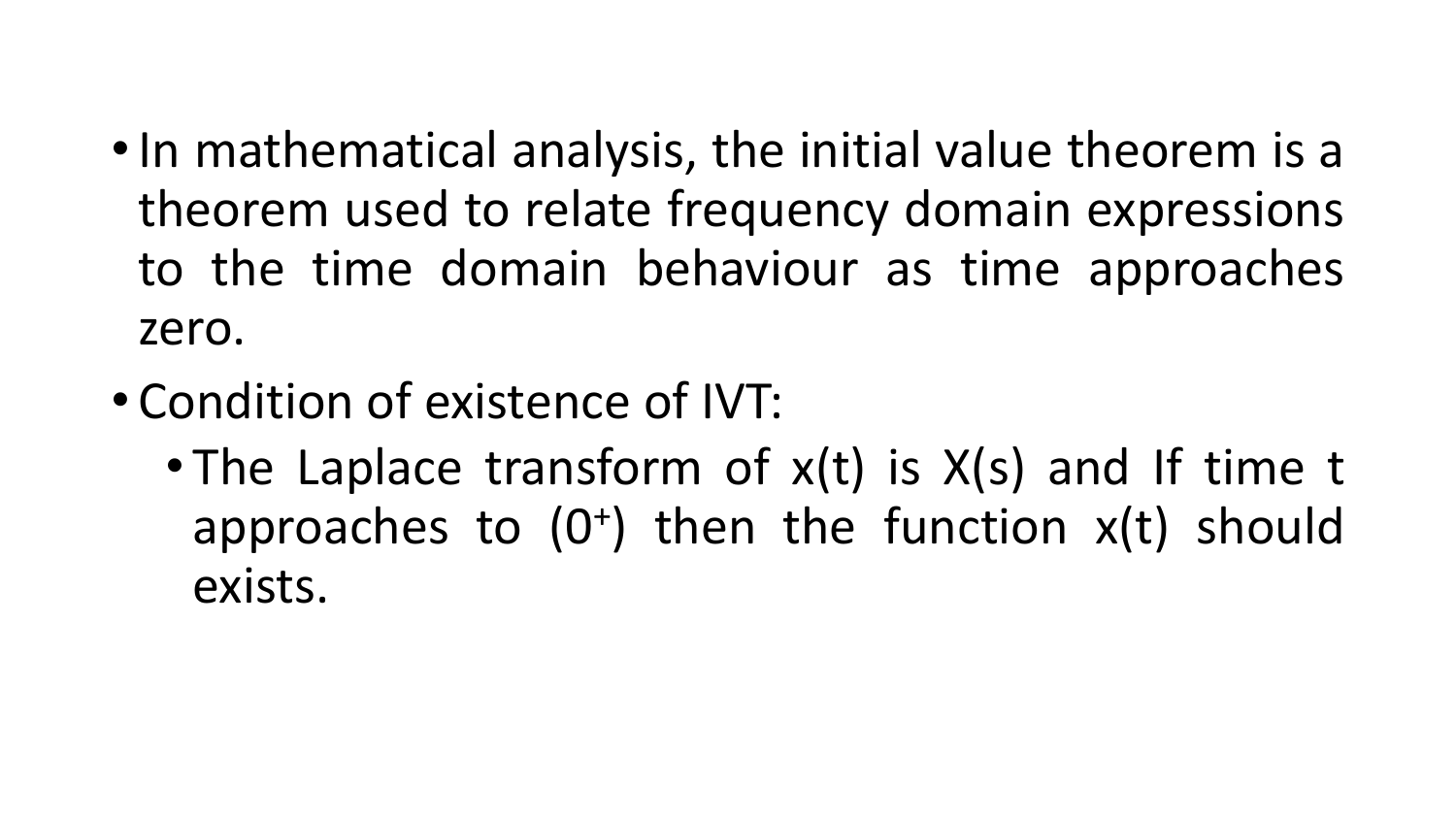- In mathematical analysis, the initial value theorem is a theorem used to relate frequency domain expressions to the time domain behaviour as time approaches zero.
- Condition of existence of IVT:
  - The Laplace transform of x(t) is X(s) and If time t approaches to ($0^+$) then the function x(t) should exists.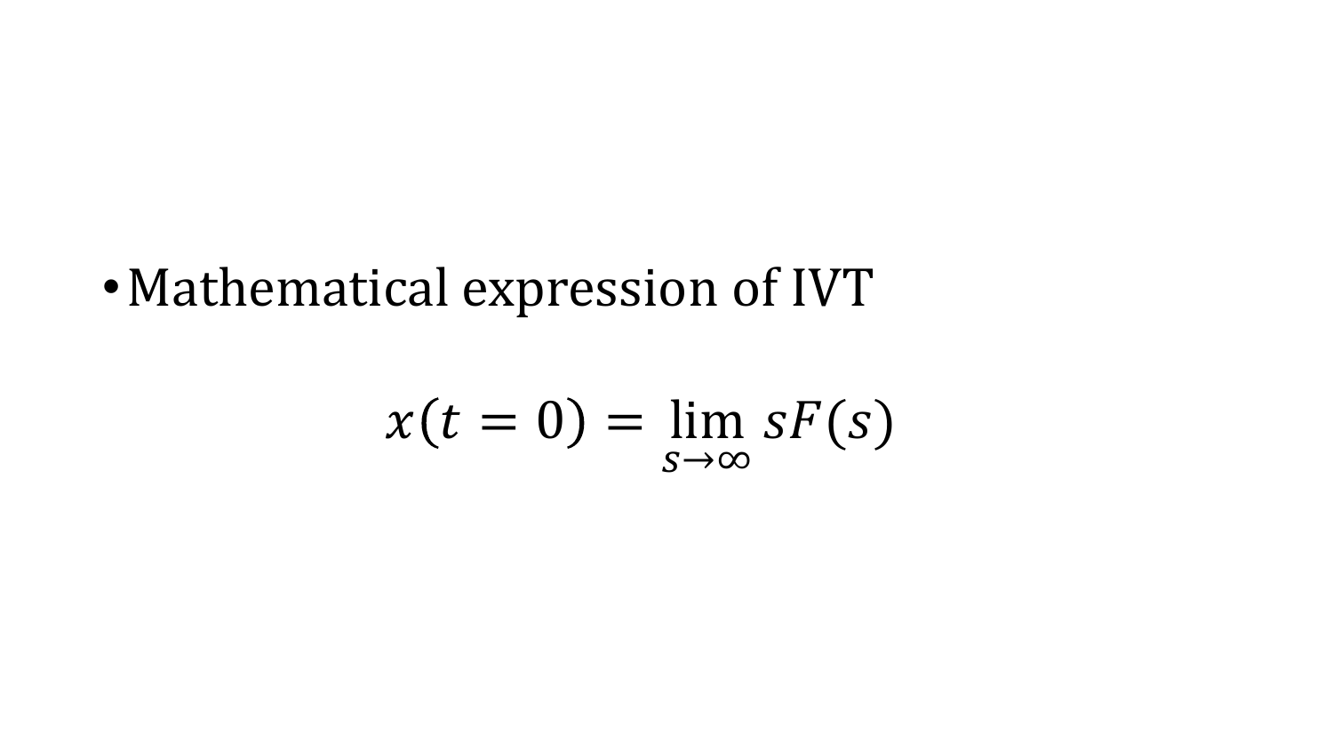- Mathematical expression of IVT

$$x(t = 0) = \lim_{s \to \infty} sF(s)$$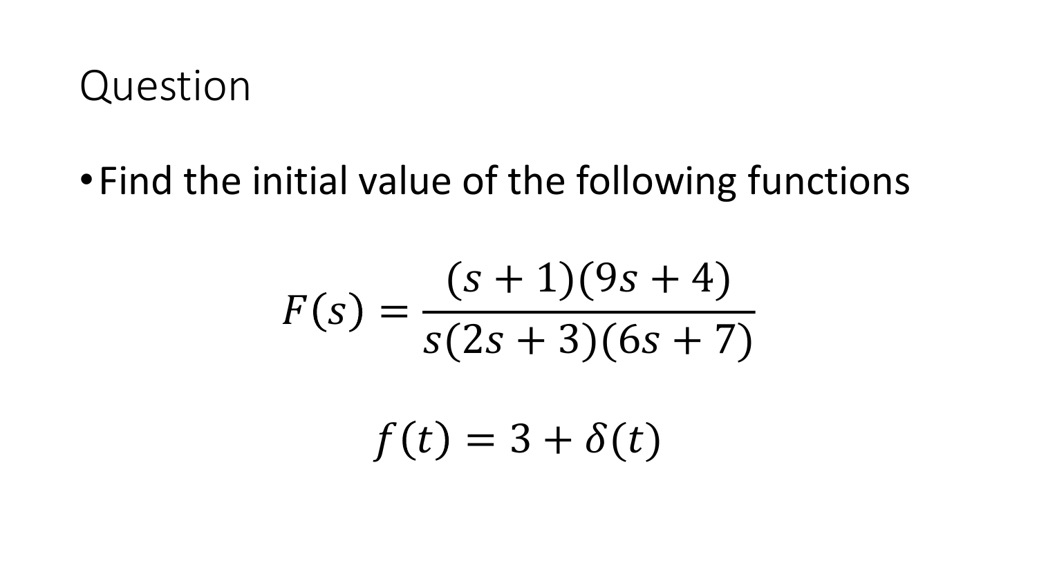# Question

- Find the initial value of the following functions

$$F(s) = \frac{(s+1)(9s+4)}{s(2s+3)(6s+7)}$$

$$f(t) = 3 + \delta(t)$$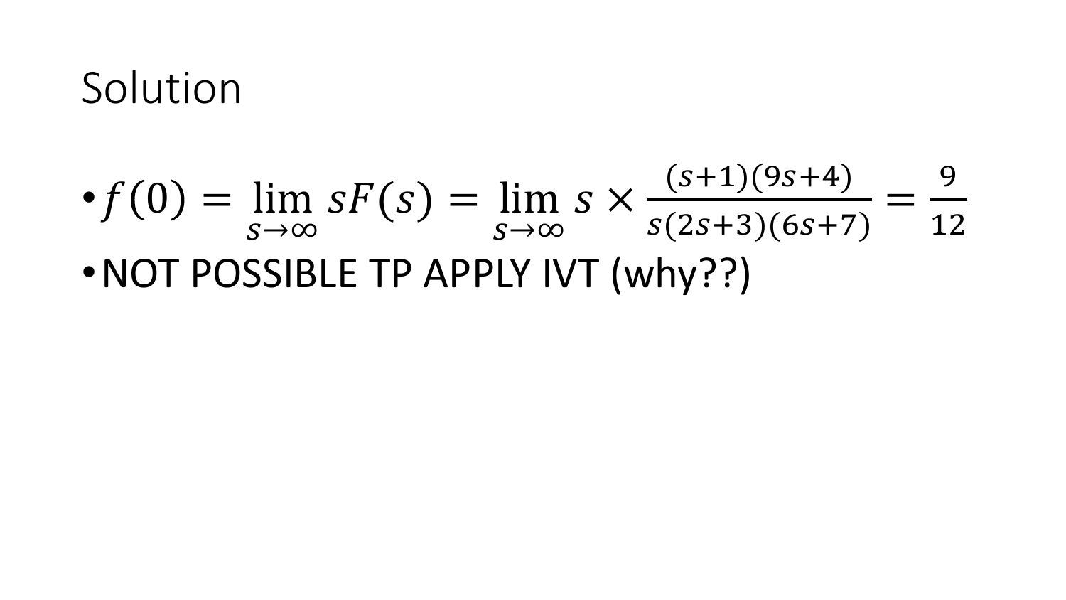# Solution

- $f(0) = \lim_{s \to \infty} sF(s) = \lim_{s \to \infty} s \times \frac{(s+1)(9s+4)}{s(2s+3)(6s+7)} = \frac{9}{12}$
- NOT POSSIBLE TP APPLY IVT (why??)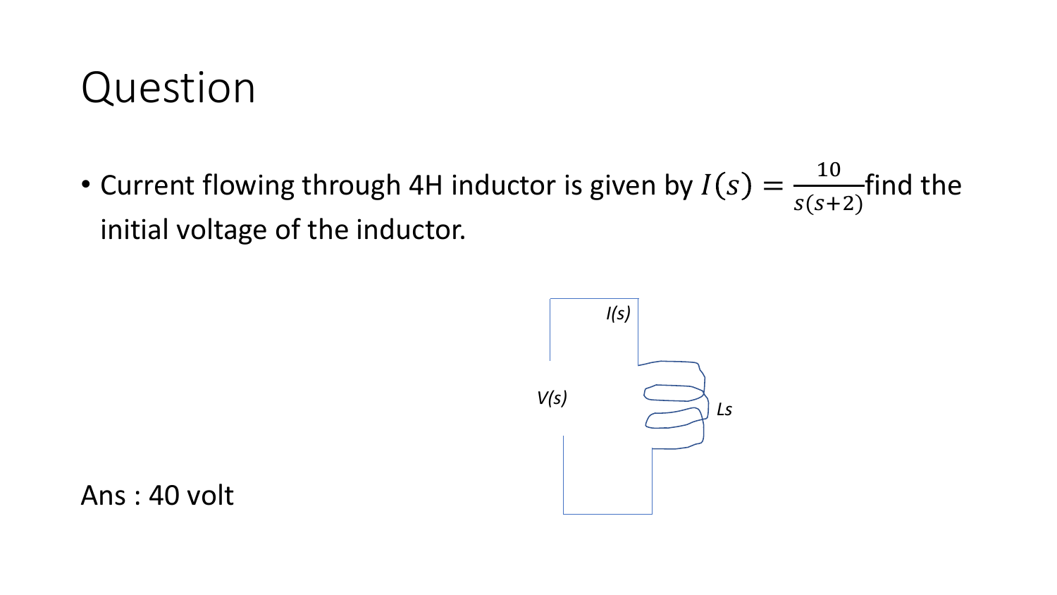# Question

- Current flowing through 4H inductor is given by $I(s) = \frac{10}{s(s+2)}$ find the initial voltage of the inductor.

Ans : 40 volt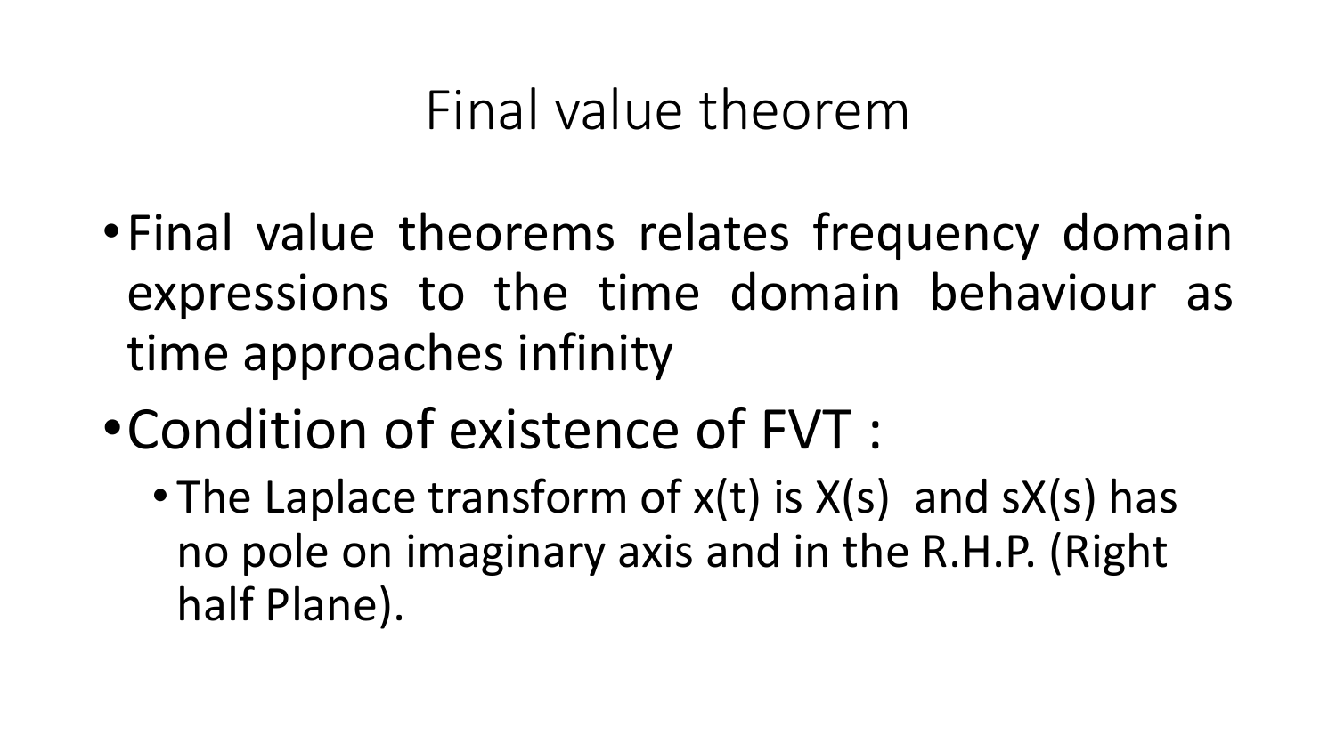# Final value theorem

- Final value theorems relates frequency domain expressions to the time domain behaviour as time approaches infinity
- Condition of existence of FVT :
  - The Laplace transform of $x(t)$ is $X(s)$ and $sX(s)$ has no pole on imaginary axis and in the R.H.P. (Right half Plane).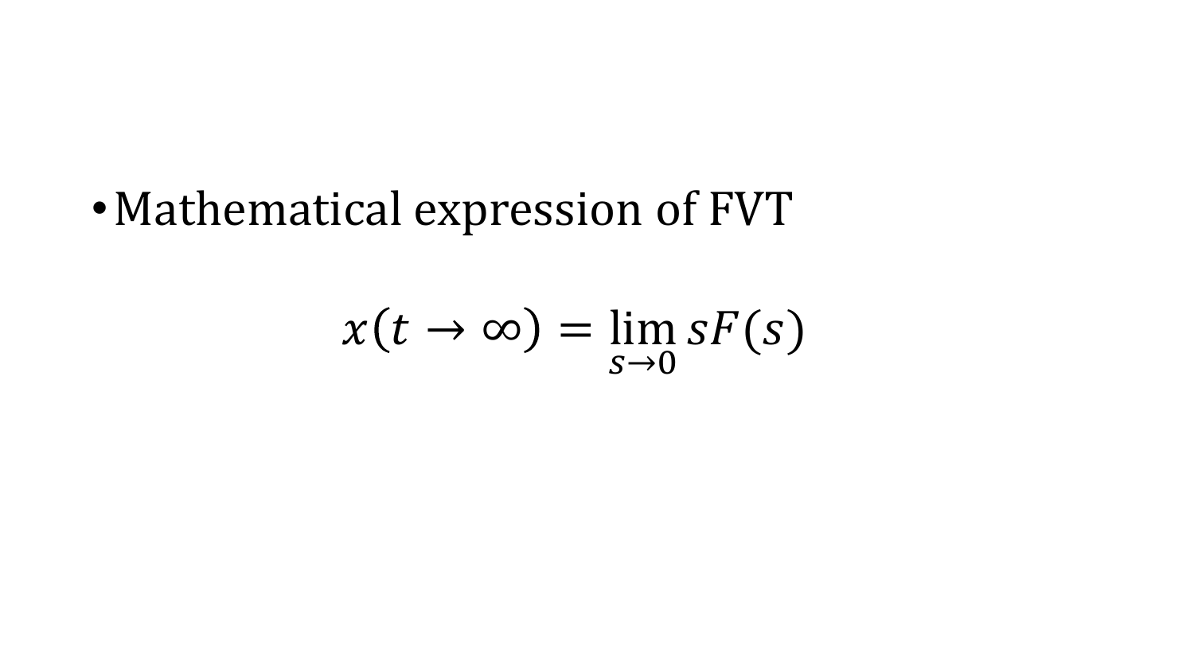- Mathematical expression of FVT

$$x(t \to \infty) = \lim_{s \to 0} sF(s)$$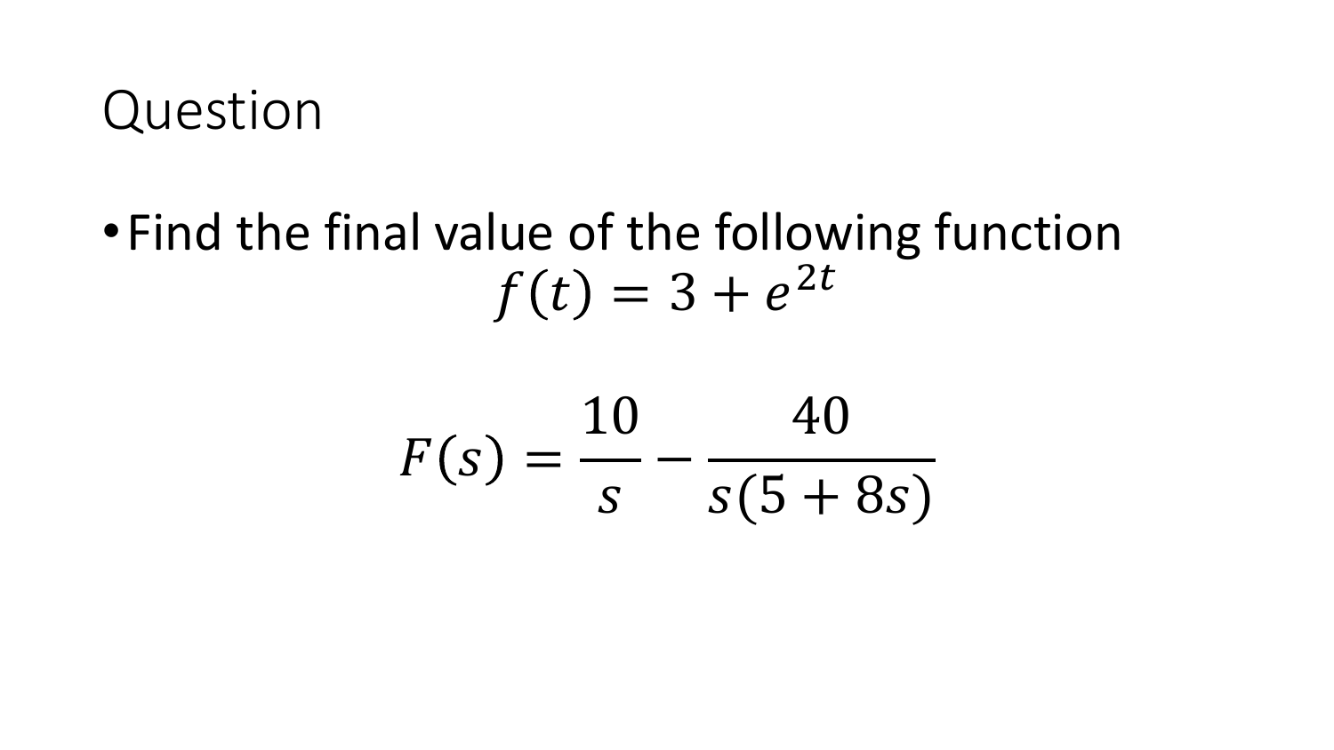# Question

- Find the final value of the following function

$$f(t) = 3 + e^{2t}$$

$$F(s) = \frac{10}{s} - \frac{40}{s(5 + 8s)}$$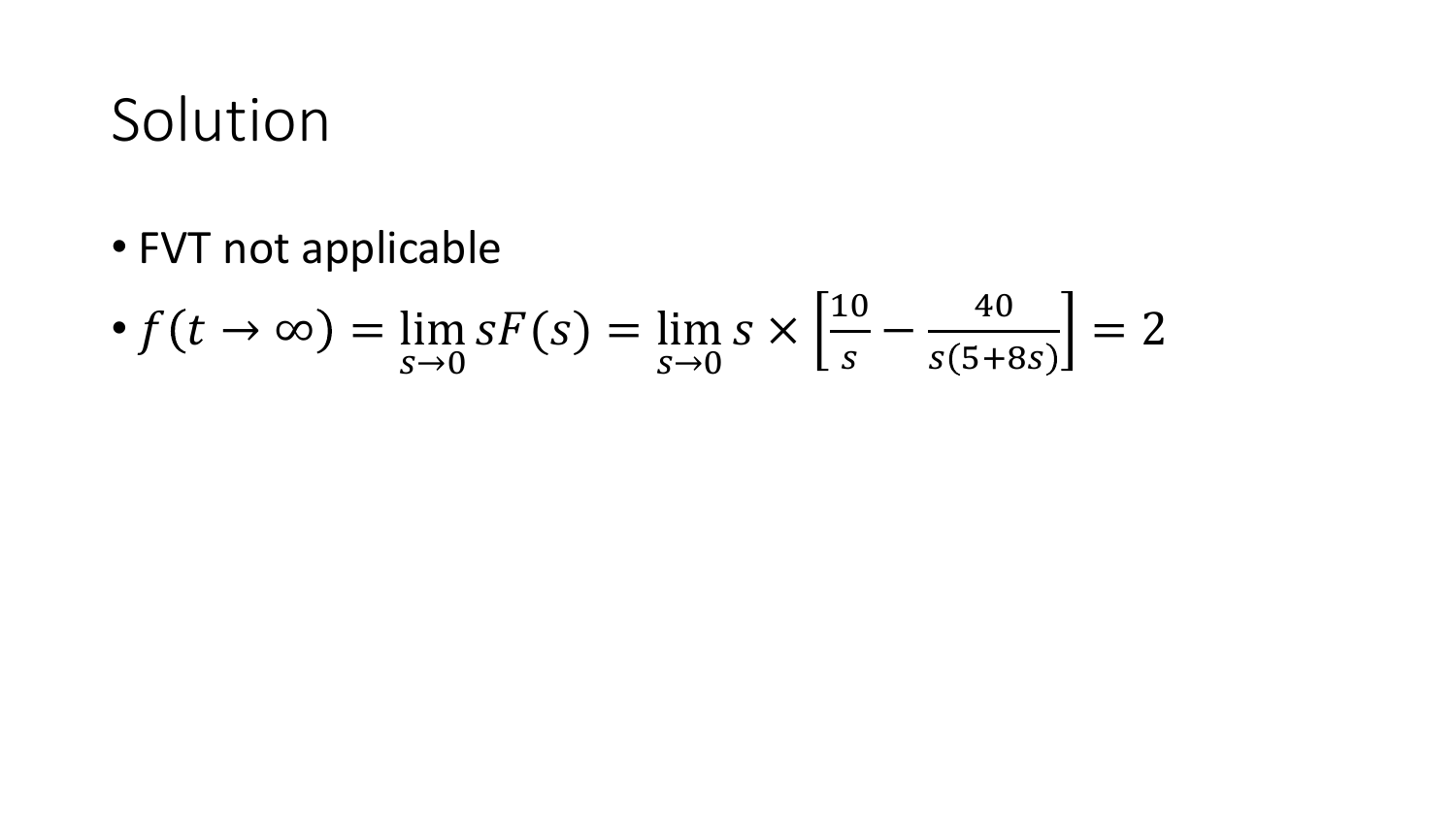# Solution

- FVT not applicable
- $f(t \to \infty) = \lim_{s \to 0} sF(s) = \lim_{s \to 0} s \times \left[\frac{10}{s} - \frac{40}{s(5+8s)}\right] = 2$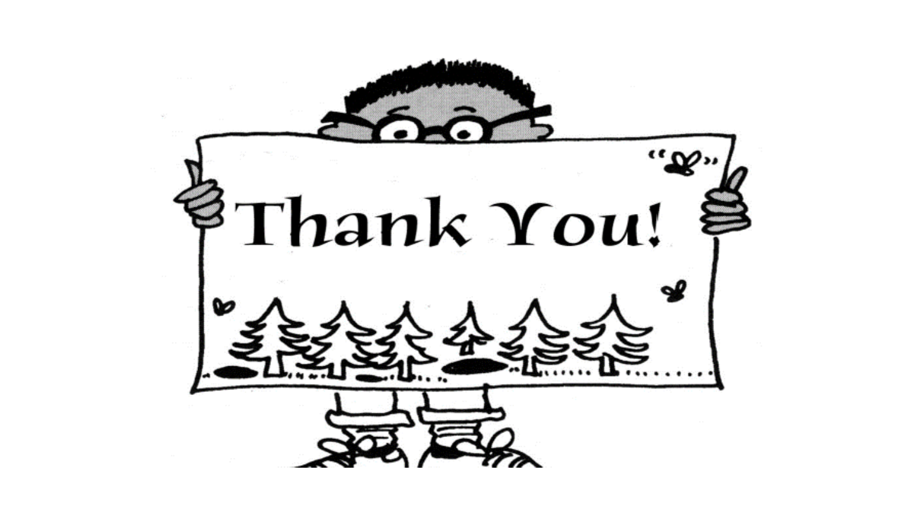Thank You!